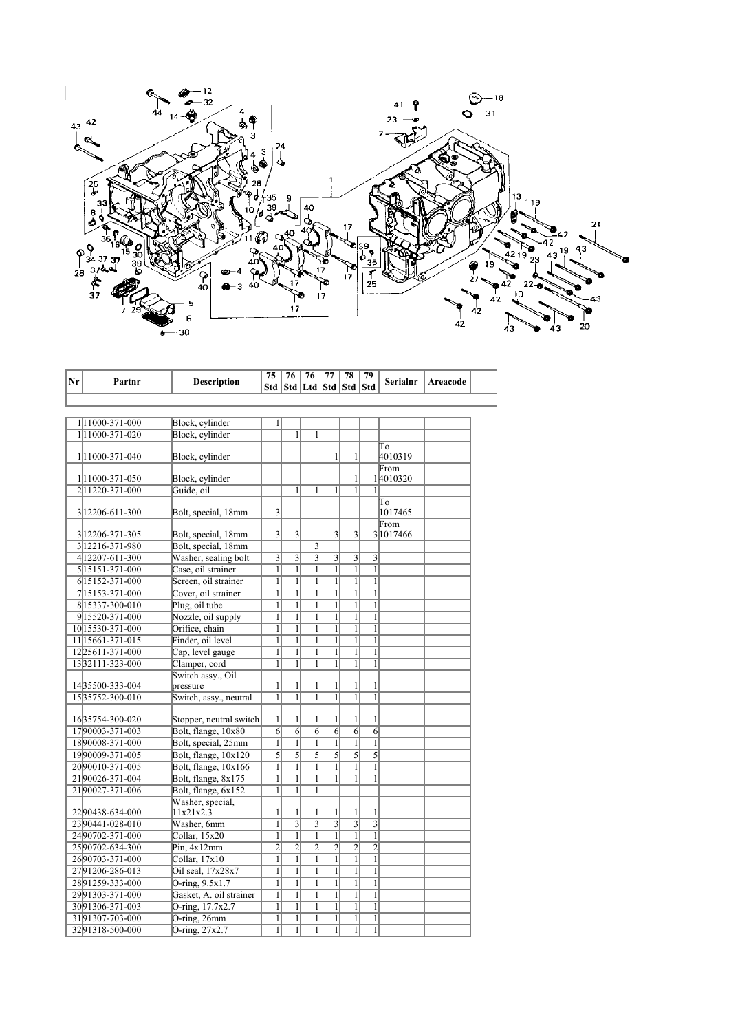| Nr | Partnr | Description | 75 Std | 76 Std | 76 Ltd | 77 Std | 78 Std | 79 Std | Serialnr | Areacode |
|---|---|---|---|---|---|---|---|---|---|---|
| 1 | 11000-371-000 | Block, cylinder | 1 | | | | | | | |
| 1 | 11000-371-020 | Block, cylinder | | 1 | 1 | | | | | |
| 1 | 11000-371-040 | Block, cylinder | | | | 1 | 1 | | To 4010319 | |
| 1 | 11000-371-050 | Block, cylinder | | | | | 1 | 1 | From 4010320 | |
| 2 | 11220-371-000 | Guide, oil | | 1 | 1 | 1 | 1 | 1 | | |
| 3 | 12206-611-300 | Bolt, special, 18mm | 3 | | | | | | To 1017465 | |
| 3 | 12206-371-305 | Bolt, special, 18mm | 3 | 3 | | 3 | 3 | 3 | From 1017466 | |
| 3 | 12216-371-980 | Bolt, special, 18mm | | | 3 | | | | | |
| 4 | 12207-611-300 | Washer, sealing bolt | 3 | 3 | 3 | 3 | 3 | 3 | | |
| 5 | 15151-371-000 | Case, oil strainer | 1 | 1 | 1 | 1 | 1 | 1 | | |
| 6 | 15152-371-000 | Screen, oil strainer | 1 | 1 | 1 | 1 | 1 | 1 | | |
| 7 | 15153-371-000 | Cover, oil strainer | 1 | 1 | 1 | 1 | 1 | 1 | | |
| 8 | 15337-300-010 | Plug, oil tube | 1 | 1 | 1 | 1 | 1 | 1 | | |
| 9 | 15520-371-000 | Nozzle, oil supply | 1 | 1 | 1 | 1 | 1 | 1 | | |
| 10 | 15530-371-000 | Orifice, chain | 1 | 1 | 1 | 1 | 1 | 1 | | |
| 11 | 15661-371-015 | Finder, oil level | 1 | 1 | 1 | 1 | 1 | 1 | | |
| 12 | 25611-371-000 | Cap, level gauge | 1 | 1 | 1 | 1 | 1 | 1 | | |
| 13 | 32111-323-000 | Clamper, cord | 1 | 1 | 1 | 1 | 1 | 1 | | |
| 14 | 35500-333-004 | Switch assy., Oil pressure | 1 | 1 | 1 | 1 | 1 | 1 | | |
| 15 | 35752-300-010 | Switch, assy., neutral | 1 | 1 | 1 | 1 | 1 | 1 | | |
| 16 | 35754-300-020 | Stopper, neutral switch | 1 | 1 | 1 | 1 | 1 | 1 | | |
| 17 | 90003-371-003 | Bolt, flange, 10x80 | 6 | 6 | 6 | 6 | 6 | 6 | | |
| 18 | 90008-371-000 | Bolt, special, 25mm | 1 | 1 | 1 | 1 | 1 | 1 | | |
| 19 | 90009-371-005 | Bolt, flange, 10x120 | 5 | 5 | 5 | 5 | 5 | 5 | | |
| 20 | 90010-371-005 | Bolt, flange, 10x166 | 1 | 1 | 1 | 1 | 1 | 1 | | |
| 21 | 90026-371-004 | Bolt, flange, 8x175 | 1 | 1 | 1 | 1 | 1 | 1 | | |
| 21 | 90027-371-006 | Bolt, flange, 6x152 | 1 | 1 | 1 | | | | | |
| 22 | 90438-634-000 | Washer, special, 11x21x2.3 | 1 | 1 | 1 | 1 | 1 | 1 | | |
| 23 | 90441-028-010 | Washer, 6mm | 1 | 3 | 3 | 3 | 3 | 3 | | |
| 24 | 90702-371-000 | Collar, 15x20 | 1 | 1 | 1 | 1 | 1 | 1 | | |
| 25 | 90702-634-300 | Pin, 4x12mm | 2 | 2 | 2 | 2 | 2 | 2 | | |
| 26 | 90703-371-000 | Collar, 17x10 | 1 | 1 | 1 | 1 | 1 | 1 | | |
| 27 | 91206-286-013 | Oil seal, 17x28x7 | 1 | 1 | 1 | 1 | 1 | 1 | | |
| 28 | 91259-333-000 | O-ring, 9.5x1.7 | 1 | 1 | 1 | 1 | 1 | 1 | | |
| 29 | 91303-371-000 | Gasket, A. oil strainer | 1 | 1 | 1 | 1 | 1 | 1 | | |
| 30 | 91306-371-003 | O-ring, 17.7x2.7 | 1 | 1 | 1 | 1 | 1 | 1 | | |
| 31 | 91307-703-000 | O-ring, 26mm | 1 | 1 | 1 | 1 | 1 | 1 | | |
| 32 | 91318-500-000 | O-ring, 27x2.7 | 1 | 1 | 1 | 1 | 1 | 1 | | |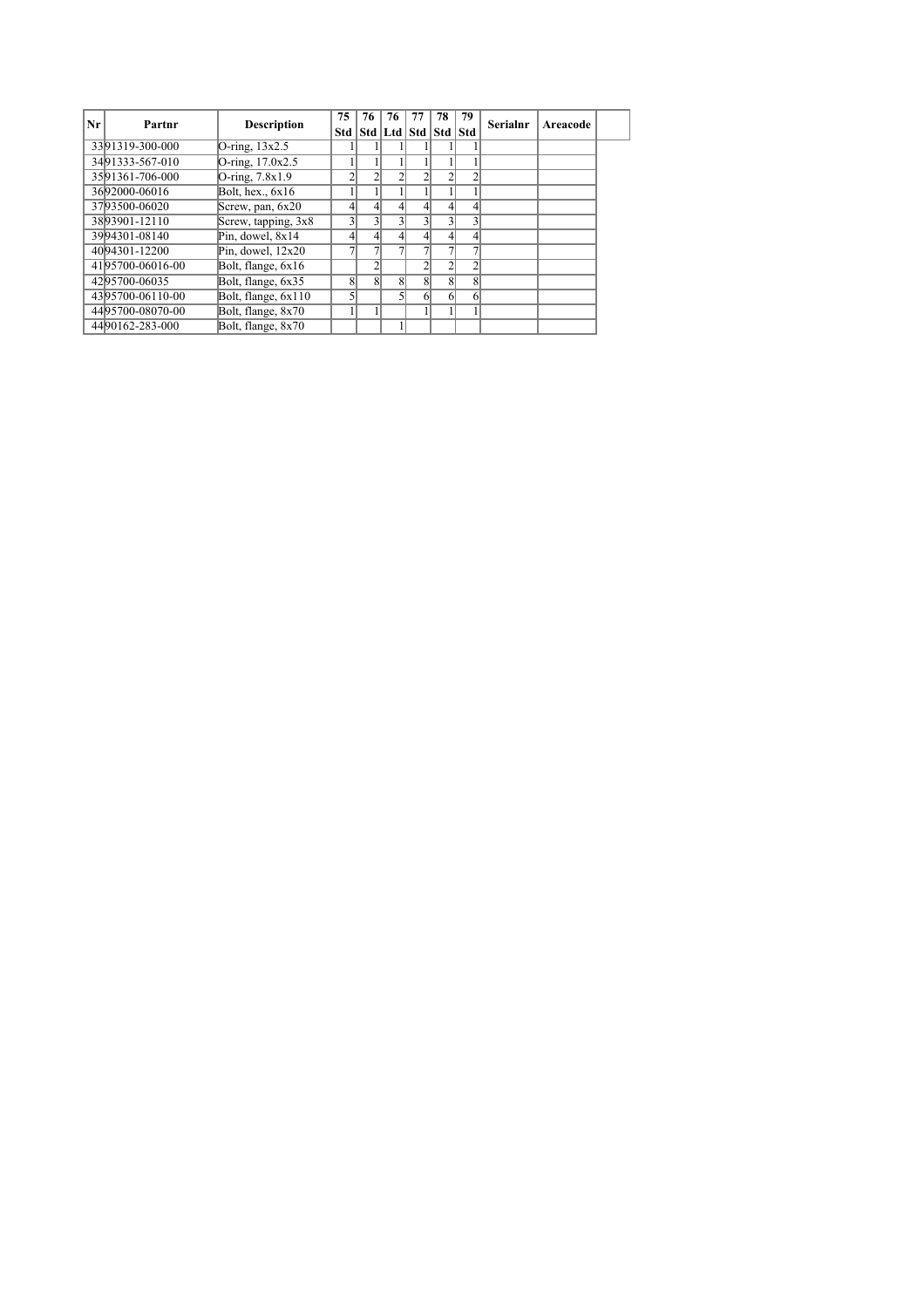| Nr | Partnr | Description | 75 Std | 76 Std | 76 Ltd | 77 Std | 78 Std | 79 Std | Serialnr | Areacode | |
|---|---|---|---|---|---|---|---|---|---|---|---|
| 33 | 91319-300-000 | O-ring, 13x2.5 | 1 | 1 | 1 | 1 | 1 | 1 | | | |
| 34 | 91333-567-010 | O-ring, 17.0x2.5 | 1 | 1 | 1 | 1 | 1 | 1 | | | |
| 35 | 91361-706-000 | O-ring, 7.8x1.9 | 2 | 2 | 2 | 2 | 2 | 2 | | | |
| 36 | 92000-06016 | Bolt, hex., 6x16 | 1 | 1 | 1 | 1 | 1 | 1 | | | |
| 37 | 93500-06020 | Screw, pan, 6x20 | 4 | 4 | 4 | 4 | 4 | 4 | | | |
| 38 | 93901-12110 | Screw, tapping, 3x8 | 3 | 3 | 3 | 3 | 3 | 3 | | | |
| 39 | 94301-08140 | Pin, dowel, 8x14 | 4 | 4 | 4 | 4 | 4 | 4 | | | |
| 40 | 94301-12200 | Pin, dowel, 12x20 | 7 | 7 | 7 | 7 | 7 | 7 | | | |
| 41 | 95700-06016-00 | Bolt, flange, 6x16 | | 2 | | 2 | 2 | 2 | | | |
| 42 | 95700-06035 | Bolt, flange, 6x35 | 8 | 8 | 8 | 8 | 8 | 8 | | | |
| 43 | 95700-06110-00 | Bolt, flange, 6x110 | 5 | | 5 | 6 | 6 | 6 | | | |
| 44 | 95700-08070-00 | Bolt, flange, 8x70 | 1 | 1 | | 1 | 1 | 1 | | | |
| 44 | 90162-283-000 | Bolt, flange, 8x70 | | | 1 | | | | | | |